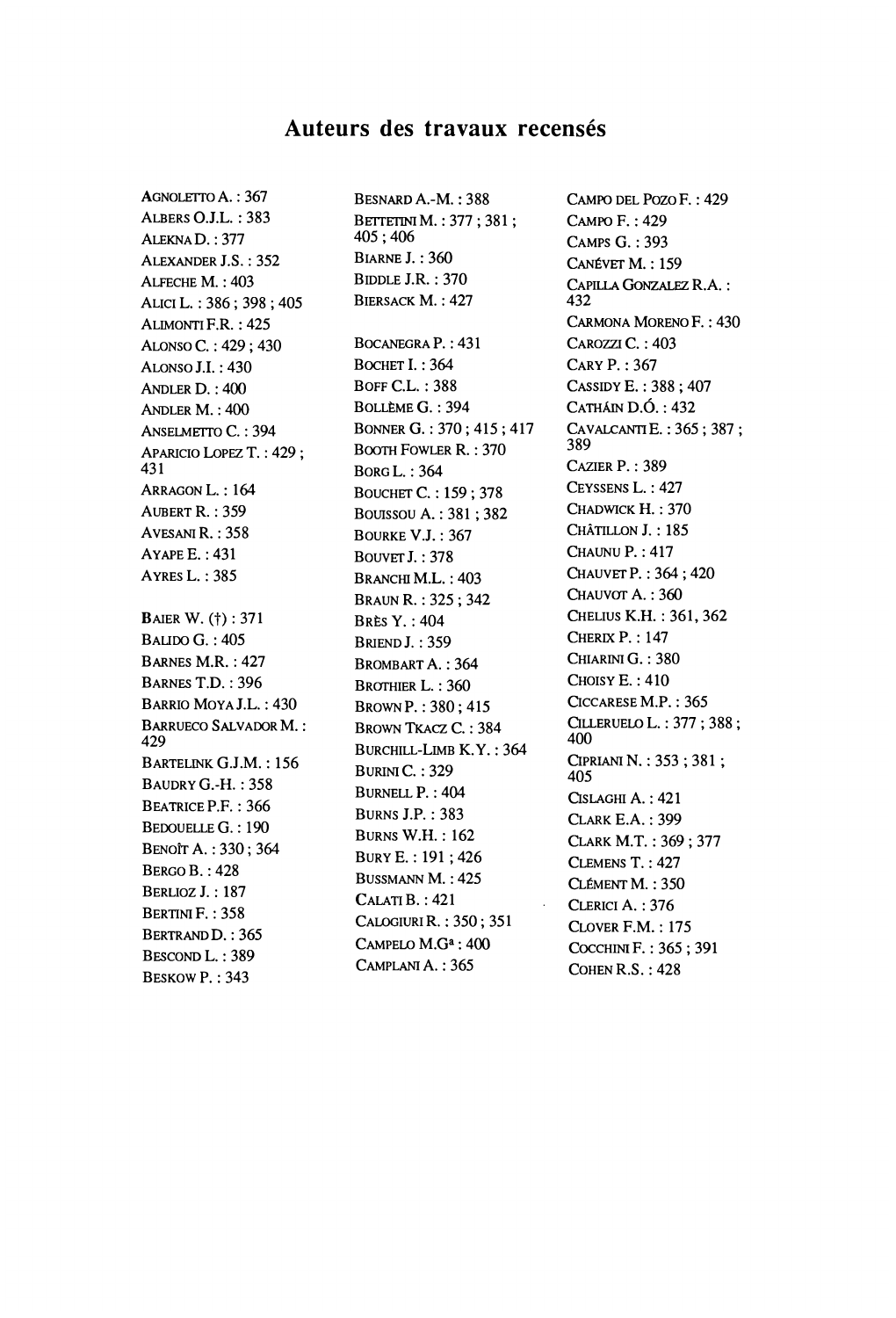# Auteurs des travaux recensés

AGNOLETTO A. : 367
ALBERS O.J.L. : 383
ALEKNA D. : 377
ALEXANDER J.S. : 352
ALFECHE M. : 403
ALICI L. : 386 ; 398 ; 405
ALIMONTI F.R. : 425
ALONSO C. : 429 ; 430
ALONSO J.I. : 430
ANDLER D. : 400
ANDLER M. : 400
ANSELMETTO C. : 394
APARICIO LOPEZ T. : 429 ; 431
ARRAGON L. : 164
AUBERT R. : 359
AVESANI R. : 358
AYAPE E. : 431
AYRES L. : 385

BAIER W. (†) : 371
BALIDO G. : 405
BARNES M.R. : 427
BARNES T.D. : 396
BARRIO MOYA J.L. : 430
BARRUECO SALVADOR M. : 429
BARTELINK G.J.M. : 156
BAUDRY G.-H. : 358
BEATRICE P.F. : 366
BEDOUELLE G. : 190
BENOÎT A. : 330 ; 364
BERGO B. : 428
BERLIOZ J. : 187
BERTINI F. : 358
BERTRAND D. : 365
BESCOND L. : 389
BESKOW P. : 343
BESNARD A.-M. : 388
BETTETINI M. : 377 ; 381 ; 405 ; 406
BIARNE J. : 360
BIDDLE J.R. : 370
BIERSACK M. : 427

BOCANEGRA P. : 431
BOCHET I. : 364
BOFF C.L. : 388
BOLLÈME G. : 394
BONNER G. : 370 ; 415 ; 417
BOOTH FOWLER R. : 370
BORG L. : 364
BOUCHET C. : 159 ; 378
BOUISSOU A. : 381 ; 382
BOURKE V.J. : 367
BOUVET J. : 378
BRANCHI M.L. : 403
BRAUN R. : 325 ; 342
BRÈS Y. : 404
BRIEND J. : 359
BROMBART A. : 364
BROTHIER L. : 360
BROWN P. : 380 ; 415
BROWN TKACZ C. : 384
BURCHILL-LIMB K.Y. : 364
BURINI C. : 329
BURNELL P. : 404
BURNS J.P. : 383
BURNS W.H. : 162
BURY E. : 191 ; 426
BUSSMANN M. : 425
CALATI B. : 421
CALOGIURI R. : 350 ; 351
CAMPELO M.Gª : 400
CAMPLANI A. : 365
CAMPO DEL POZO F. : 429
CAMPO F. : 429
CAMPS G. : 393
CANÉVET M. : 159
CAPILLA GONZALEZ R.A. : 432
CARMONA MORENO F. : 430
CAROZZI C. : 403
CARY P. : 367
CASSIDY E. : 388 ; 407
CATHÁIN D.Ó. : 432
CAVALCANTI E. : 365 ; 387 ; 389
CAZIER P. : 389
CEYSSENS L. : 427
CHADWICK H. : 370
CHÂTILLON J. : 185
CHAUNU P. : 417
CHAUVET P. : 364 ; 420
CHAUVOT A. : 360
CHELIUS K.H. : 361, 362
CHERIX P. : 147
CHIARINI G. : 380
CHOISY E. : 410
CICCARESE M.P. : 365
CILLERUELO L. : 377 ; 388 ; 400
CIPRIANI N. : 353 ; 381 ; 405
CISLAGHI A. : 421
CLARK E.A. : 399
CLARK M.T. : 369 ; 377
CLEMENS T. : 427
CLÉMENT M. : 350
CLERICI A. : 376
CLOVER F.M. : 175
COCCHINI F. : 365 ; 391
COHEN R.S. : 428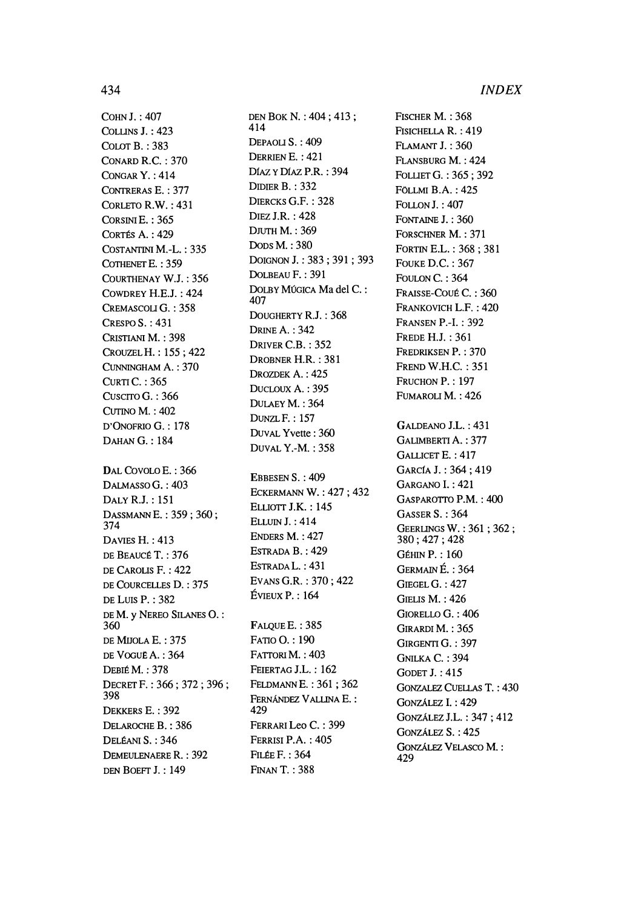COHN J. : 407
COLLINS J. : 423
COLOT B. : 383
CONARD R.C. : 370
CONGAR Y. : 414
CONTRERAS E. : 377
CORLETO R.W. : 431
CORSINI E. : 365
CORTÉS A. : 429
COSTANTINI M.-L. : 335
COTHENET E. : 359
COURTHENAY W.J. : 356
COWDREY H.E.J. : 424
CREMASCOLI G. : 358
CRESPO S. : 431
CRISTIANI M. : 398
CROUZEL H. : 155 ; 422
CUNNINGHAM A. : 370
CURTI C. : 365
CUSCITO G. : 366
CUTINO M. : 402
D'ONOFRIO G. : 178
DAHAN G. : 184

DAL COVOLO E. : 366
DALMASSO G. : 403
DALY R.J. : 151
DASSMANN E. : 359 ; 360 ; 374
DAVIES H. : 413
DE BEAUCÉ T. : 376
DE CAROLIS F. : 422
DE COURCELLES D. : 375
DE LUIS P. : 382
DE M. y NEREO SILANES O. : 360
DE MIJOLA E. : 375
DE VOGÜÉ A. : 364
DEBIÉ M. : 378
DECRET F. : 366 ; 372 ; 396 ; 398
DEKKERS E. : 392
DELAROCHE B. : 386
DELÉANI S. : 346
DEMEULENAERE R. : 392
DEN BOEFT J. : 149
DEN BOK N. : 404 ; 413 ; 414
DEPAOLI S. : 409
DERRIEN E. : 421
DÍAZ Y DÍAZ P.R. : 394
DIDIER B. : 332
DIERCKS G.F. : 328
DIEZ J.R. : 428
DJUTH M. : 369
DODS M. : 380
DOIGNON J. : 383 ; 391 ; 393
DOLBEAU F. : 391
DOLBY MÚGICA Ma del C. : 407
DOUGHERTY R.J. : 368
DRINE A. : 342
DRIVER C.B. : 352
DROBNER H.R. : 381
DROZDEK A. : 425
DUCLOUX A. : 395
DULAEY M. : 364
DUNZL F. : 157
DUVAL Yvette : 360
DUVAL Y.-M. : 358

EBBESEN S. : 409
ECKERMANN W. : 427 ; 432
ELLIOTT J.K. : 145
ELLUIN J. : 414
ENDERS M. : 427
ESTRADA B. : 429
ESTRADA L. : 431
EVANS G.R. : 370 ; 422
ÉVIEUX P. : 164

FALQUE E. : 385
FATIO O. : 190
FATTORI M. : 403
FEIERTAG J.L. : 162
FELDMANN E. : 361 ; 362
FERNÁNDEZ VALLINA E. : 429
FERRARI Leo C. : 399
FERRISI P.A. : 405
FILÉE F. : 364
FINAN T. : 388
FISCHER M. : 368
FISICHELLA R. : 419
FLAMANT J. : 360
FLANSBURG M. : 424
FOLLIET G. : 365 ; 392
FÖLLMI B.A. : 425
FOLLON J. : 407
FONTAINE J. : 360
FORSCHNER M. : 371
FORTIN E.L. : 368 ; 381
FOUKE D.C. : 367
FOULON C. : 364
FRAISSE-COUÉ C. : 360
FRANKOVICH L.F. : 420
FRANSEN P.-I. : 392
FREDE H.J. : 361
FREDRIKSEN P. : 370
FREND W.H.C. : 351
FRUCHON P. : 197
FUMAROLI M. : 426

GALDEANO J.L. : 431
GALIMBERTI A. : 377
GALLICET E. : 417
GARCÍA J. : 364 ; 419
GARGANO I. : 421
GASPAROTTO P.M. : 400
GASSER S. : 364
GEERLINGS W. : 361 ; 362 ; 380 ; 427 ; 428
GÉHIN P. : 160
GERMAIN É. : 364
GIEGEL G. : 427
GIELIS M. : 426
GIORELLO G. : 406
GIRARDI M. : 365
GIRGENTI G. : 397
GNILKA C. : 394
GODET J. : 415
GONZALEZ CUELLAS T. : 430
GONZÁLEZ I. : 429
GONZÁLEZ J.L. : 347 ; 412
GONZÁLEZ S. : 425
GONZÁLEZ VELASCO M. : 429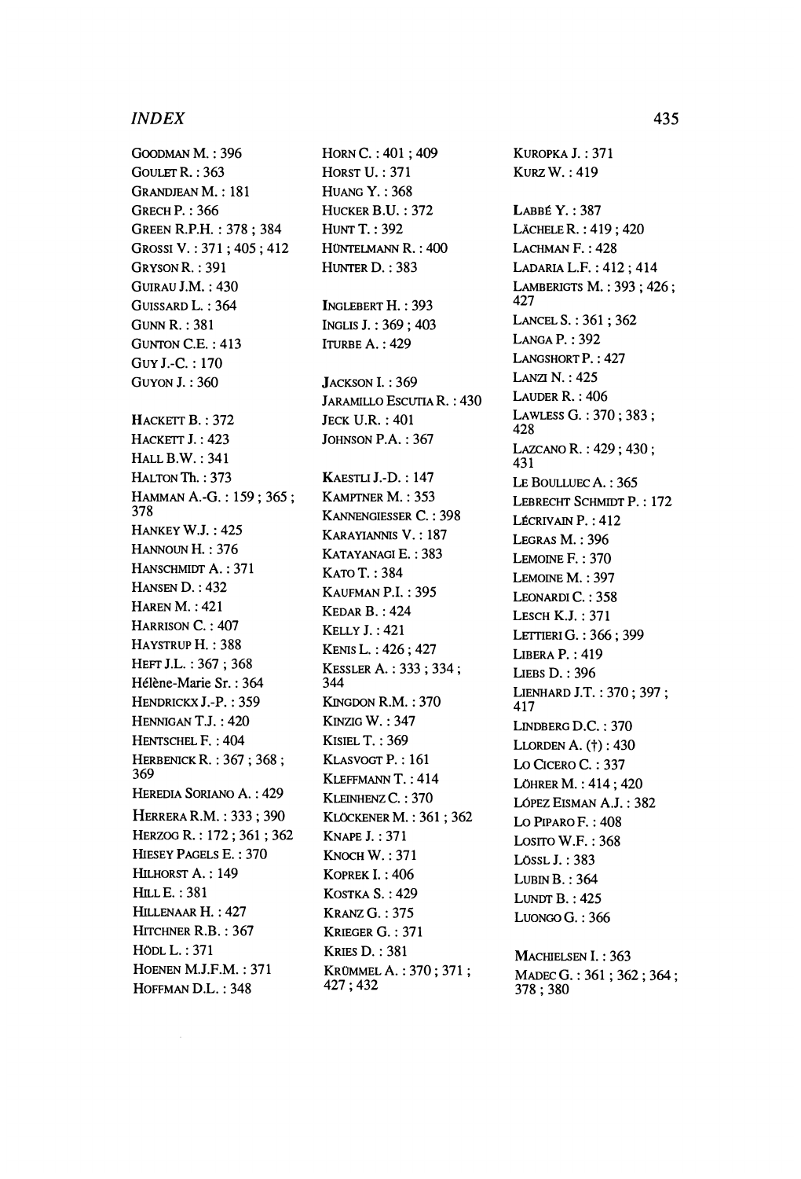GOODMAN M. : 396
GOULET R. : 363
GRANDJEAN M. : 181
GRECH P. : 366
GREEN R.P.H. : 378 ; 384
GROSSI V. : 371 ; 405 ; 412
GRYSON R. : 391
GUIRAU J.M. : 430
GUISSARD L. : 364
GUNN R. : 381
GUNTON C.E. : 413
GUY J.-C. : 170
GUYON J. : 360

HACKETT B. : 372
HACKETT J. : 423
HALL B.W. : 341
HALTON Th. : 373
HAMMAN A.-G. : 159 ; 365 ; 378
HANKEY W.J. : 425
HANNOUN H. : 376
HANSCHMIDT A. : 371
HANSEN D. : 432
HAREN M. : 421
HARRISON C. : 407
HAYSTRUP H. : 388
HEFT J.L. : 367 ; 368
Hélène-Marie Sr. : 364
HENDRICKX J.-P. : 359
HENNIGAN T.J. : 420
HENTSCHEL F. : 404
HERBENICK R. : 367 ; 368 ; 369
HEREDIA SORIANO A. : 429
HERRERA R.M. : 333 ; 390
HERZOG R. : 172 ; 361 ; 362
HIESEY PAGELS E. : 370
HILHORST A. : 149
HILL E. : 381
HILLENAAR H. : 427
HITCHNER R.B. : 367
HÖDL L. : 371
HOENEN M.J.F.M. : 371
HOFFMAN D.L. : 348

HORN C. : 401 ; 409
HORST U. : 371
HUANG Y. : 368
HUCKER B.U. : 372
HUNT T. : 392
HÜNTELMANN R. : 400
HUNTER D. : 383

INGLEBERT H. : 393
INGLIS J. : 369 ; 403
ITURBE A. : 429

JACKSON I. : 369
JARAMILLO ESCUTIA R. : 430
JECK U.R. : 401
JOHNSON P.A. : 367

KAESTLI J.-D. : 147
KAMPTNER M. : 353
KANNENGIESSER C. : 398
KARAYIANNIS V. : 187
KATAYANAGI E. : 383
KATO T. : 384
KAUFMAN P.I. : 395
KEDAR B. : 424
KELLY J. : 421
KENIS L. : 426 ; 427
KESSLER A. : 333 ; 334 ; 344
KINGDON R.M. : 370
KINZIG W. : 347
KISIEL T. : 369
KLASVOGT P. : 161
KLEFFMANN T. : 414
KLEINHENZ C. : 370
KLÖCKENER M. : 361 ; 362
KNAPE J. : 371
KNOCH W. : 371
KOPREK I. : 406
KOSTKA S. : 429
KRANZ G. : 375
KRIEGER G. : 371
KRIES D. : 381
KRÜMMEL A. : 370 ; 371 ; 427 ; 432

KUROPKA J. : 371
KURZ W. : 419

LABBÉ Y. : 387
LÄCHELE R. : 419 ; 420
LACHMAN F. : 428
LADARIA L.F. : 412 ; 414
LAMBERIGTS M. : 393 ; 426 ; 427
LANCEL S. : 361 ; 362
LANGA P. : 392
LANGSHORT P. : 427
LANZI N. : 425
LAUDER R. : 406
LAWLESS G. : 370 ; 383 ; 428
LAZCANO R. : 429 ; 430 ; 431
LE BOULLUEC A. : 365
LEBRECHT SCHMIDT P. : 172
LÉCRIVAIN P. : 412
LEGRAS M. : 396
LEMOINE F. : 370
LEMOINE M. : 397
LEONARDI C. : 358
LESCH K.J. : 371
LETTIERI G. : 366 ; 399
LIBERA P. : 419
LIEBS D. : 396
LIENHARD J.T. : 370 ; 397 ; 417
LINDBERG D.C. : 370
LLORDEN A. (†) : 430
LO CICERO C. : 337
LÖHRER M. : 414 ; 420
LÓPEZ EISMAN A.J. : 382
LO PIPARO F. : 408
LOSITO W.F. : 368
LÖSSL J. : 383
LUBIN B. : 364
LUNDT B. : 425
LUONGO G. : 366

MACHIELSEN I. : 363
MADEC G. : 361 ; 362 ; 364 ; 378 ; 380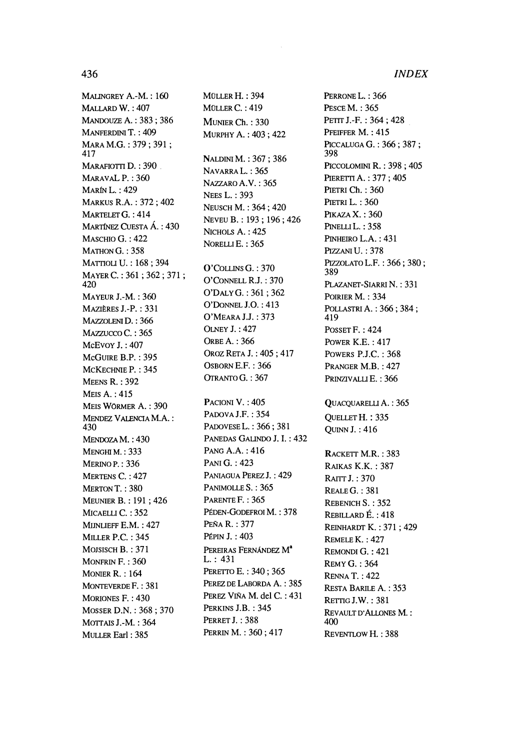MALINGREY A.-M. : 160
MALLARD W. : 407
MANDOUZE A. : 383 ; 386
MANFERDINI T. : 409
MARA M.G. : 379 ; 391 ; 417
MARAFIOTTI D. : 390
MARAVAL P. : 360
MARÍN L. : 429
MARKUS R.A. : 372 ; 402
MARTELET G. : 414
MARTÍNEZ CUESTA Á. : 430
MASCHIO G. : 422
MATHON G. : 358
MATTIOLI U. : 168 ; 394
MAYER C. : 361 ; 362 ; 371 ; 420
MAYEUR J.-M. : 360
MAZIÈRES J.-P. : 331
MAZZOLENI D. : 366
MAZZUCCO C. : 365
MCEVOY J. : 407
MCGUIRE B.P. : 395
MCKECHNIE P. : 345
MEENS R. : 392
MEIS A. : 415
MEIS WÖRMER A. : 390
MENDEZ VALENCIA M.A. : 430
MENDOZA M. : 430
MENGHI M. : 333
MERINO P. : 336
MERTENS C. : 427
MERTON T. : 380
MEUNIER B. : 191 ; 426
MICAELLI C. : 352
MIJNLIEFF E.M. : 427
MILLER P.C. : 345
MOJSISCH B. : 371
MONFRIN F. : 360
MONIER R. : 164
MONTEVERDE F. : 381
MORIONES F. : 430
MOSSER D.N. : 368 ; 370
MOTTAIS J.-M. : 364
MULLER Earl : 385
MÜLLER H. : 394
MÜLLER C. : 419
MUNIER Ch. : 330
MURPHY A. : 403 ; 422

NALDINI M. : 367 ; 386
NAVARRA L. : 365
NAZZARO A.V. : 365
NEES L. : 393
NEUSCH M. : 364 ; 420
NEVEU B. : 193 ; 196 ; 426
NICHOLS A. : 425
NORELLI E. : 365

O'COLLINS G. : 370
O'CONNELL R.J. : 370
O'DALY G. : 361 ; 362
O'DONNEL J.O. : 413
O'MEARA J.J. : 373
OLNEY J. : 427
ORBE A. : 366
OROZ RETA J. : 405 ; 417
OSBORN E.F. : 366
OTRANTO G. : 367

PACIONI V. : 405
PADOVA J.F. : 354
PADOVESE L. : 366 ; 381
PANEDAS GALINDO J. I. : 432
PANG A.A. : 416
PANI G. : 423
PANIAGUA PEREZ J. : 429
PANIMOLLE S. : 365
PARENTE F. : 365
PÉDEN-GODEFROI M. : 378
PEÑA R. : 377
PÉPIN J. : 403
PEREIRAS FERNÁNDEZ Mª L. : 431
PERETTO E. : 340 ; 365
PEREZ DE LABORDA A. : 385
PEREZ VIÑA M. del C. : 431
PERKINS J.B. : 345
PERRET J. : 388
PERRIN M. : 360 ; 417
PERRONE L. : 366
PESCE M. : 365
PETIT J.-F. : 364 ; 428
PFEIFFER M. : 415
PICCALUGA G. : 366 ; 387 ; 398
PICCOLOMINI R. : 398 ; 405
PIERETTI A. : 377 ; 405
PIETRI Ch. : 360
PIETRI L. : 360
PIKAZA X. : 360
PINELLI L. : 358
PINHEIRO L.A. : 431
PIZZANI U. : 378
PIZZOLATO L.F. : 366 ; 380 ; 389
PLAZANET-SIARRI N. : 331
POIRIER M. : 334
POLLASTRI A. : 366 ; 384 ; 419
POSSET F. : 424
POWER K.E. : 417
POWERS P.J.C. : 368
PRANGER M.B. : 427
PRINZIVALLI E. : 366

QUACQUARELLI A. : 365
QUELLET H. : 335
QUINN J. : 416

RACKETT M.R. : 383
RAIKAS K.K. : 387
RAITT J. : 370
REALE G. : 381
REBENICH S. : 352
REBILLARD É. : 418
REINHARDT K. : 371 ; 429
REMELE K. : 427
REMONDI G. : 421
REMY G. : 364
RENNA T. : 422
RESTA BARILE A. : 353
RETTIG J.W. : 381
REVAULT D'ALLONES M. : 400
REVENTLOW H. : 388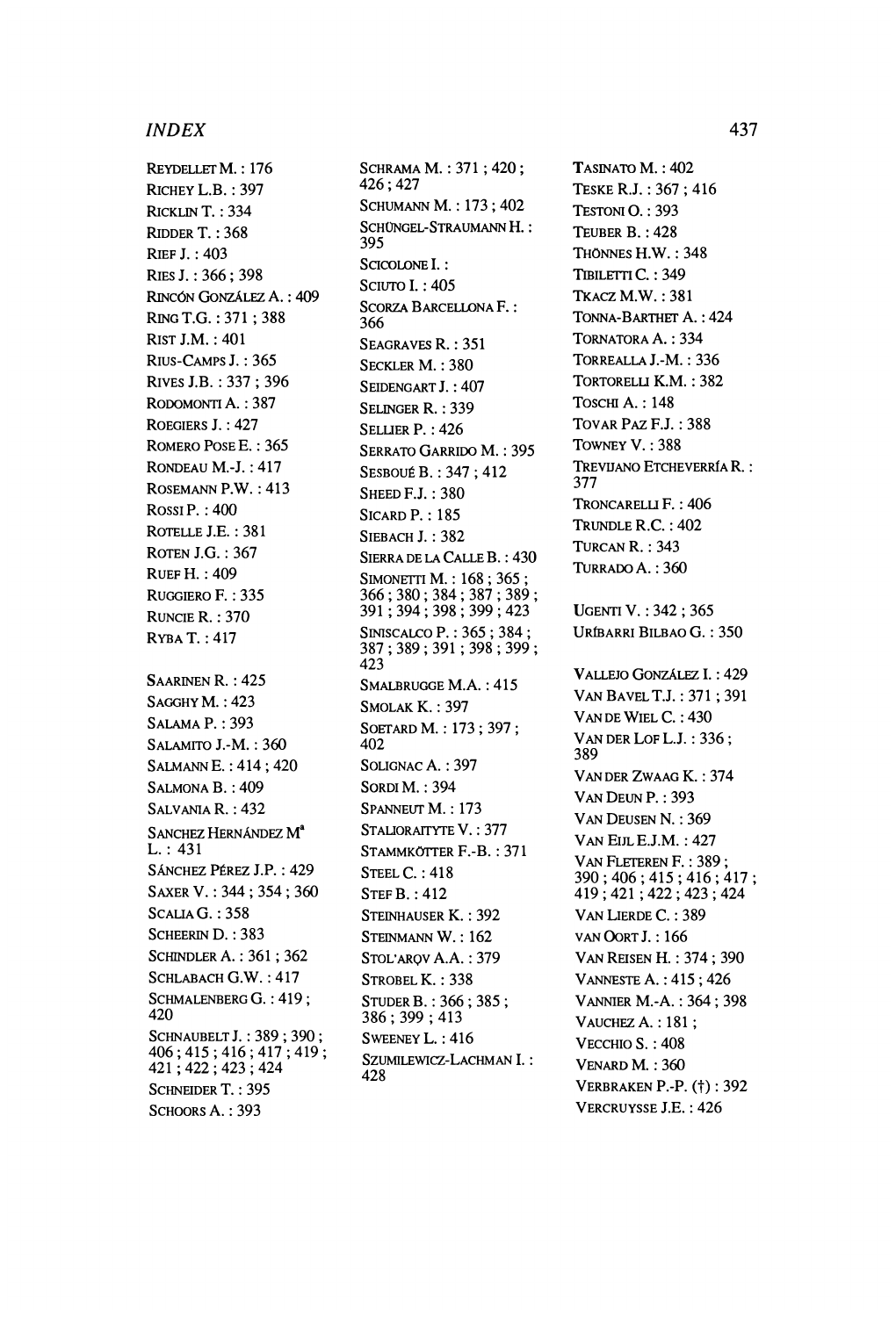REYDELLET M. : 176
RICHEY L.B. : 397
RICKLIN T. : 334
RIDDER T. : 368
RIEF J. : 403
RIES J. : 366 ; 398
RINCÓN GONZÁLEZ A. : 409
RING T.G. : 371 ; 388
RIST J.M. : 401
RIUS-CAMPS J. : 365
RIVES J.B. : 337 ; 396
RODOMONTI A. : 387
ROEGIERS J. : 427
ROMERO POSE E. : 365
RONDEAU M.-J. : 417
ROSEMANN P.W. : 413
ROSSI P. : 400
ROTELLE J.E. : 381
ROTEN J.G. : 367
RUEF H. : 409
RUGGIERO F. : 335
RUNCIE R. : 370
RYBA T. : 417

SAARINEN R. : 425
SAGGHY M. : 423
SALAMA P. : 393
SALAMITO J.-M. : 360
SALMANN E. : 414 ; 420
SALMONA B. : 409
SALVANIA R. : 432
SANCHEZ HERNÁNDEZ M[a] L. : 431
SÁNCHEZ PÉREZ J.P. : 429
SAXER V. : 344 ; 354 ; 360
SCALIA G. : 358
SCHEERIN D. : 383
SCHINDLER A. : 361 ; 362
SCHLABACH G.W. : 417
SCHMALENBERG G. : 419 ; 420
SCHNAUBELT J. : 389 ; 390 ; 406 ; 415 ; 416 ; 417 ; 419 ; 421 ; 422 ; 423 ; 424
SCHNEIDER T. : 395
SCHOORS A. : 393
SCHRAMA M. : 371 ; 420 ; 426 ; 427
SCHUMANN M. : 173 ; 402
SCHÜNGEL-STRAUMANN H. : 395
SCICOLONE I. :
SCIUTO I. : 405
SCORZA BARCELLONA F. : 366
SEAGRAVES R. : 351
SECKLER M. : 380
SEIDENGART J. : 407
SELINGER R. : 339
SELLIER P. : 426
SERRATO GARRIDO M. : 395
SESBOÜÉ B. : 347 ; 412
SHEED F.J. : 380
SICARD P. : 185
SIEBACH J. : 382
SIERRA DE LA CALLE B. : 430
SIMONETTI M. : 168 ; 365 ; 366 ; 380 ; 384 ; 387 ; 389 ; 391 ; 394 ; 398 ; 399 ; 423
SINISCALCO P. : 365 ; 384 ; 387 ; 389 ; 391 ; 398 ; 399 ; 423
SMALBRUGGE M.A. : 415
SMOLAK K. : 397
SOETARD M. : 173 ; 397 ; 402
SOLIGNAC A. : 397
SORDI M. : 394
SPANNEUT M. : 173
STALIORAITYTE V. : 377
STAMMKÖTTER F.-B. : 371
STEEL C. : 418
STEF B. : 412
STEINHAUSER K. : 392
STEINMANN W. : 162
STOL'ARQV A.A. : 379
STROBEL K. : 338
STUDER B. : 366 ; 385 ; 386 ; 399 ; 413
SWEENEY L. : 416
SZUMILEWICZ-LACHMAN I. : 428
TASINATO M. : 402
TESKE R.J. : 367 ; 416
TESTONI O. : 393
TEUBER B. : 428
THÖNNES H.W. : 348
TIBILETTI C. : 349
TKACZ M.W. : 381
TONNA-BARTHET A. : 424
TORNATORA A. : 334
TORREALLA J.-M. : 336
TORTORELLI K.M. : 382
TOSCHI A. : 148
TOVAR PAZ F.J. : 388
TOWNEY V. : 388
TREVIJANO ETCHEVERRÍA R. : 377
TRONCARELLI F. : 406
TRUNDLE R.C. : 402
TURCAN R. : 343
TURRADO A. : 360

UGENTI V. : 342 ; 365
URÍBARRI BILBAO G. : 350

VALLEJO GONZÁLEZ I. : 429
VAN BAVEL T.J. : 371 ; 391
VAN DE WIEL C. : 430
VAN DER LOF L.J. : 336 ; 389
VAN DER ZWAAG K. : 374
VAN DEUN P. : 393
VAN DEUSEN N. : 369
VAN EIJL E.J.M. : 427
VAN FLETEREN F. : 389 ; 390 ; 406 ; 415 ; 416 ; 417 ; 419 ; 421 ; 422 ; 423 ; 424
VAN LIERDE C. : 389
VAN OORT J. : 166
VAN REISEN H. : 374 ; 390
VANNESTE A. : 415 ; 426
VANNIER M.-A. : 364 ; 398
VAUCHEZ A. : 181 ;
VECCHIO S. : 408
VENARD M. : 360
VERBRAKEN P.-P. (†) : 392
VERCRUYSSE J.E. : 426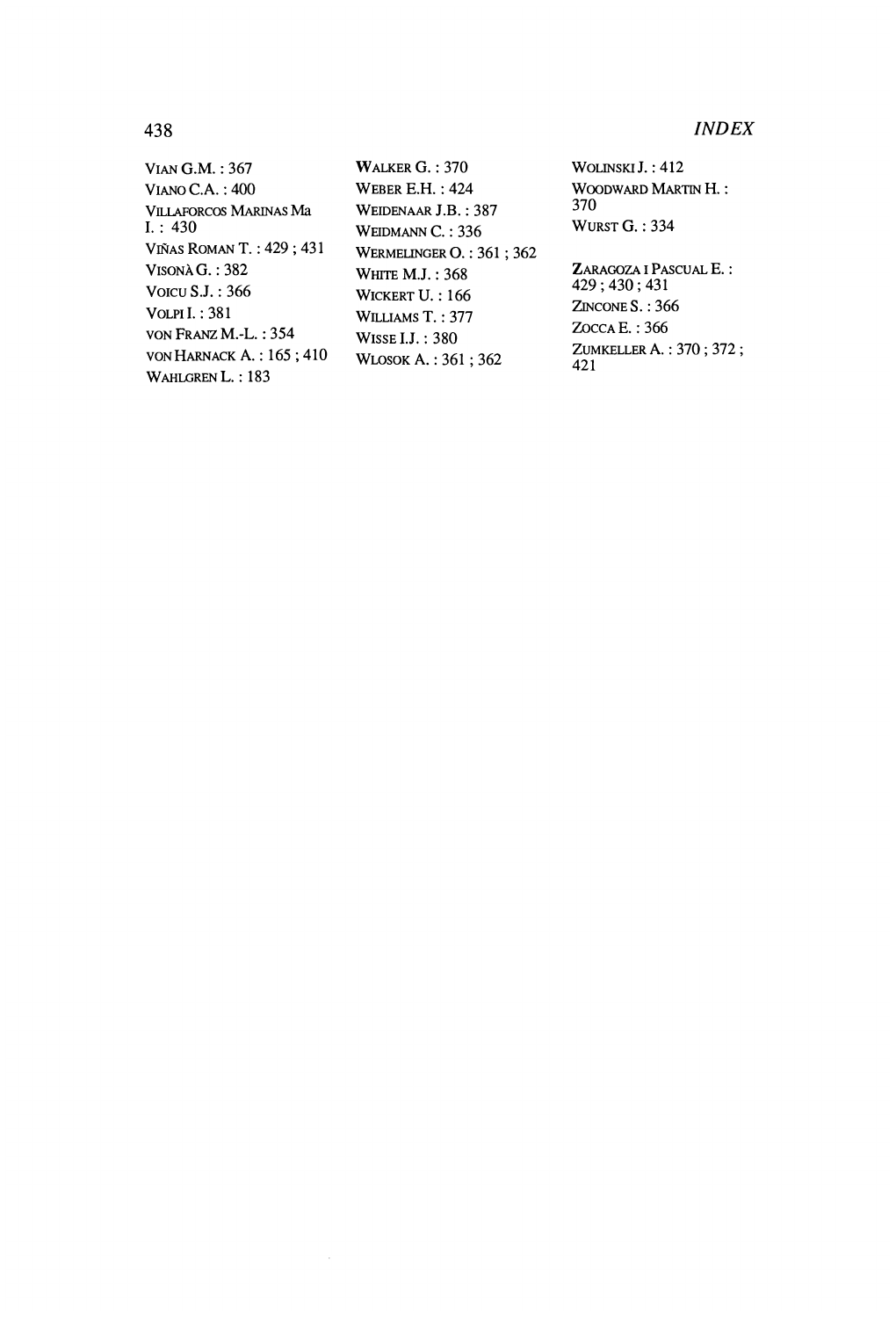VIAN G.M. : 367
VIANO C.A. : 400
VILLAFORCOS MARINAS Ma I. : 430
VIÑAS ROMAN T. : 429 ; 431
VISONÀ G. : 382
VOICU S.J. : 366
VOLPI I. : 381
VON FRANZ M.-L. : 354
VON HARNACK A. : 165 ; 410
WAHLGREN L. : 183

WALKER G. : 370
WEBER E.H. : 424
WEIDENAAR J.B. : 387
WEIDMANN C. : 336
WERMELINGER O. : 361 ; 362
WHITE M.J. : 368
WICKERT U. : 166
WILLIAMS T. : 377
WISSE I.J. : 380
WLOSOK A. : 361 ; 362

WOLINSKI J. : 412
WOODWARD MARTIN H. : 370
WURST G. : 334

ZARAGOZA I PASCUAL E. : 429 ; 430 ; 431
ZINCONE S. : 366
ZOCCA E. : 366
ZUMKELLER A. : 370 ; 372 ; 421